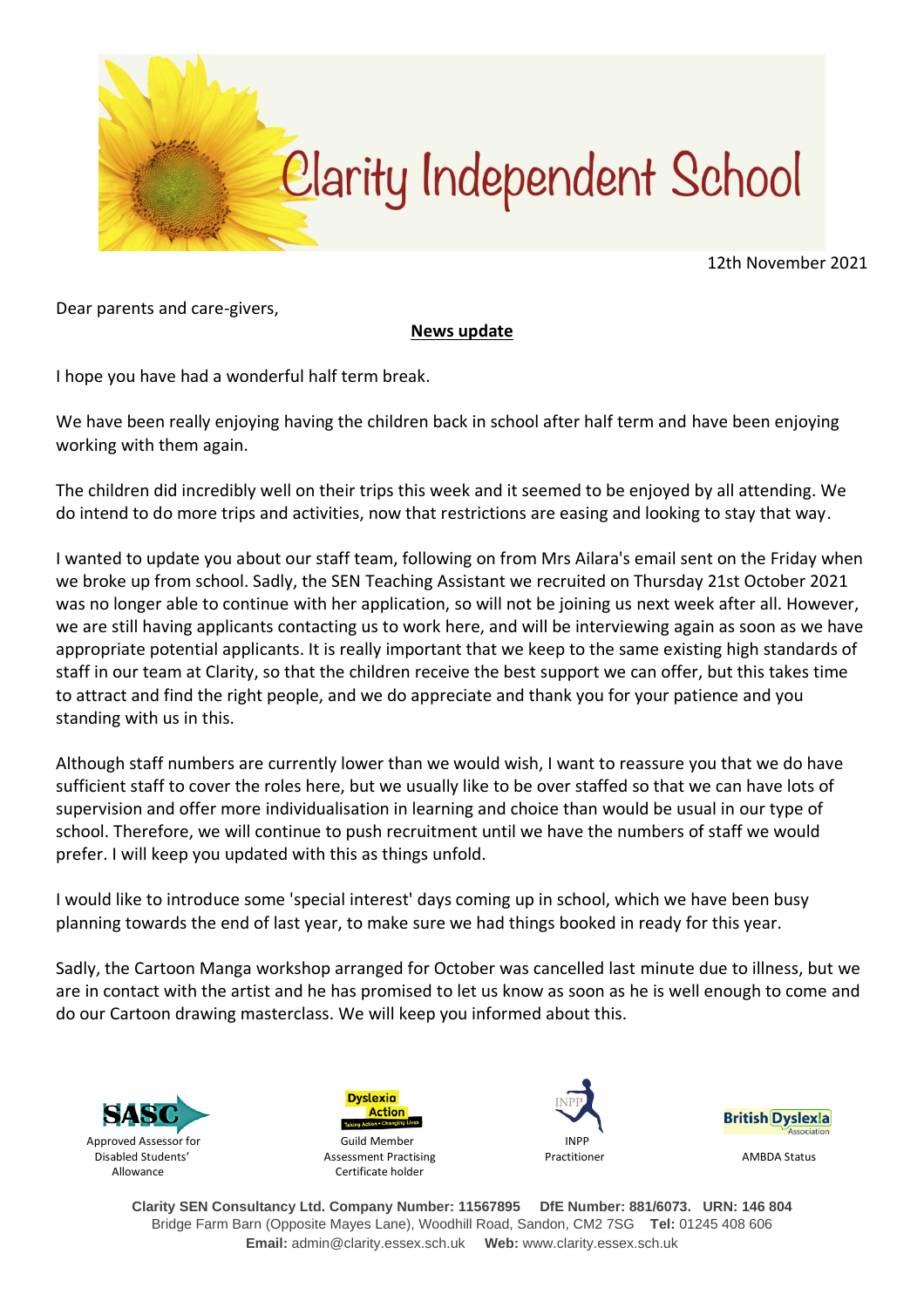# Clarity Independent School

12th November 2021

Dear parents and care-givers,

**News update**

I hope you have had a wonderful half term break.

We have been really enjoying having the children back in school after half term and have been enjoying working with them again.

The children did incredibly well on their trips this week and it seemed to be enjoyed by all attending. We do intend to do more trips and activities, now that restrictions are easing and looking to stay that way.

I wanted to update you about our staff team, following on from Mrs Ailara's email sent on the Friday when we broke up from school. Sadly, the SEN Teaching Assistant we recruited on Thursday 21st October 2021 was no longer able to continue with her application, so will not be joining us next week after all. However, we are still having applicants contacting us to work here, and will be interviewing again as soon as we have appropriate potential applicants. It is really important that we keep to the same existing high standards of staff in our team at Clarity, so that the children receive the best support we can offer, but this takes time to attract and find the right people, and we do appreciate and thank you for your patience and you standing with us in this.

Although staff numbers are currently lower than we would wish, I want to reassure you that we do have sufficient staff to cover the roles here, but we usually like to be over staffed so that we can have lots of supervision and offer more individualisation in learning and choice than would be usual in our type of school. Therefore, we will continue to push recruitment until we have the numbers of staff we would prefer. I will keep you updated with this as things unfold.

I would like to introduce some 'special interest' days coming up in school, which we have been busy planning towards the end of last year, to make sure we had things booked in ready for this year.

Sadly, the Cartoon Manga workshop arranged for October was cancelled last minute due to illness, but we are in contact with the artist and he has promised to let us know as soon as he is well enough to come and do our Cartoon drawing masterclass. We will keep you informed about this.

SASC – Approved Assessor for Disabled Students' Allowance | Dyslexia Action – Guild Member Assessment Practising Certificate holder | INPP – INPP Practitioner | British Dyslexia Association – AMBDA Status

**Clarity SEN Consultancy Ltd. Company Number: 11567895 DfE Number: 881/6073. URN: 146 804**
Bridge Farm Barn (Opposite Mayes Lane), Woodhill Road, Sandon, CM2 7SG **Tel:** 01245 408 606
**Email:** admin@clarity.essex.sch.uk **Web:** www.clarity.essex.sch.uk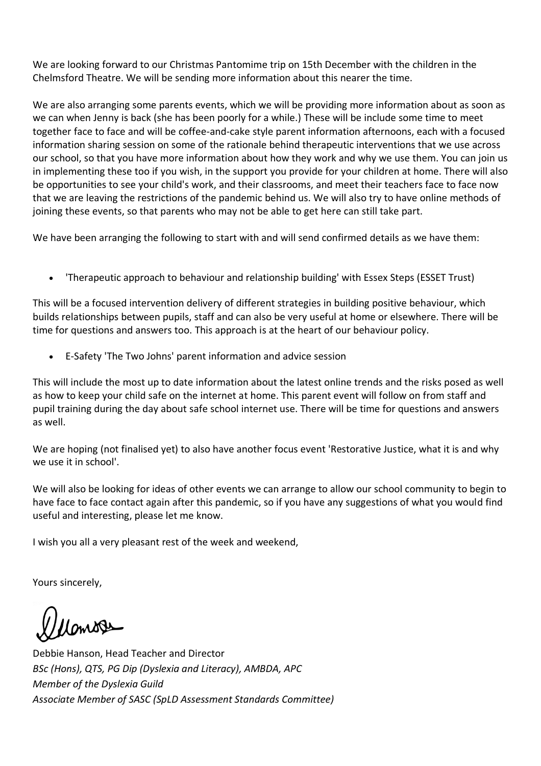We are looking forward to our Christmas Pantomime trip on 15th December with the children in the Chelmsford Theatre. We will be sending more information about this nearer the time.

We are also arranging some parents events, which we will be providing more information about as soon as we can when Jenny is back (she has been poorly for a while.) These will be include some time to meet together face to face and will be coffee-and-cake style parent information afternoons, each with a focused information sharing session on some of the rationale behind therapeutic interventions that we use across our school, so that you have more information about how they work and why we use them. You can join us in implementing these too if you wish, in the support you provide for your children at home. There will also be opportunities to see your child's work, and their classrooms, and meet their teachers face to face now that we are leaving the restrictions of the pandemic behind us. We will also try to have online methods of joining these events, so that parents who may not be able to get here can still take part.

We have been arranging the following to start with and will send confirmed details as we have them:

- 'Therapeutic approach to behaviour and relationship building' with Essex Steps (ESSET Trust)

This will be a focused intervention delivery of different strategies in building positive behaviour, which builds relationships between pupils, staff and can also be very useful at home or elsewhere. There will be time for questions and answers too. This approach is at the heart of our behaviour policy.

- E-Safety 'The Two Johns' parent information and advice session

This will include the most up to date information about the latest online trends and the risks posed as well as how to keep your child safe on the internet at home. This parent event will follow on from staff and pupil training during the day about safe school internet use. There will be time for questions and answers as well.

We are hoping (not finalised yet) to also have another focus event 'Restorative Justice, what it is and why we use it in school'.

We will also be looking for ideas of other events we can arrange to allow our school community to begin to have face to face contact again after this pandemic, so if you have any suggestions of what you would find useful and interesting, please let me know.

I wish you all a very pleasant rest of the week and weekend,

Yours sincerely,

Debbie Hanson, Head Teacher and Director
*BSc (Hons), QTS, PG Dip (Dyslexia and Literacy), AMBDA, APC*
*Member of the Dyslexia Guild*
*Associate Member of SASC (SpLD Assessment Standards Committee)*